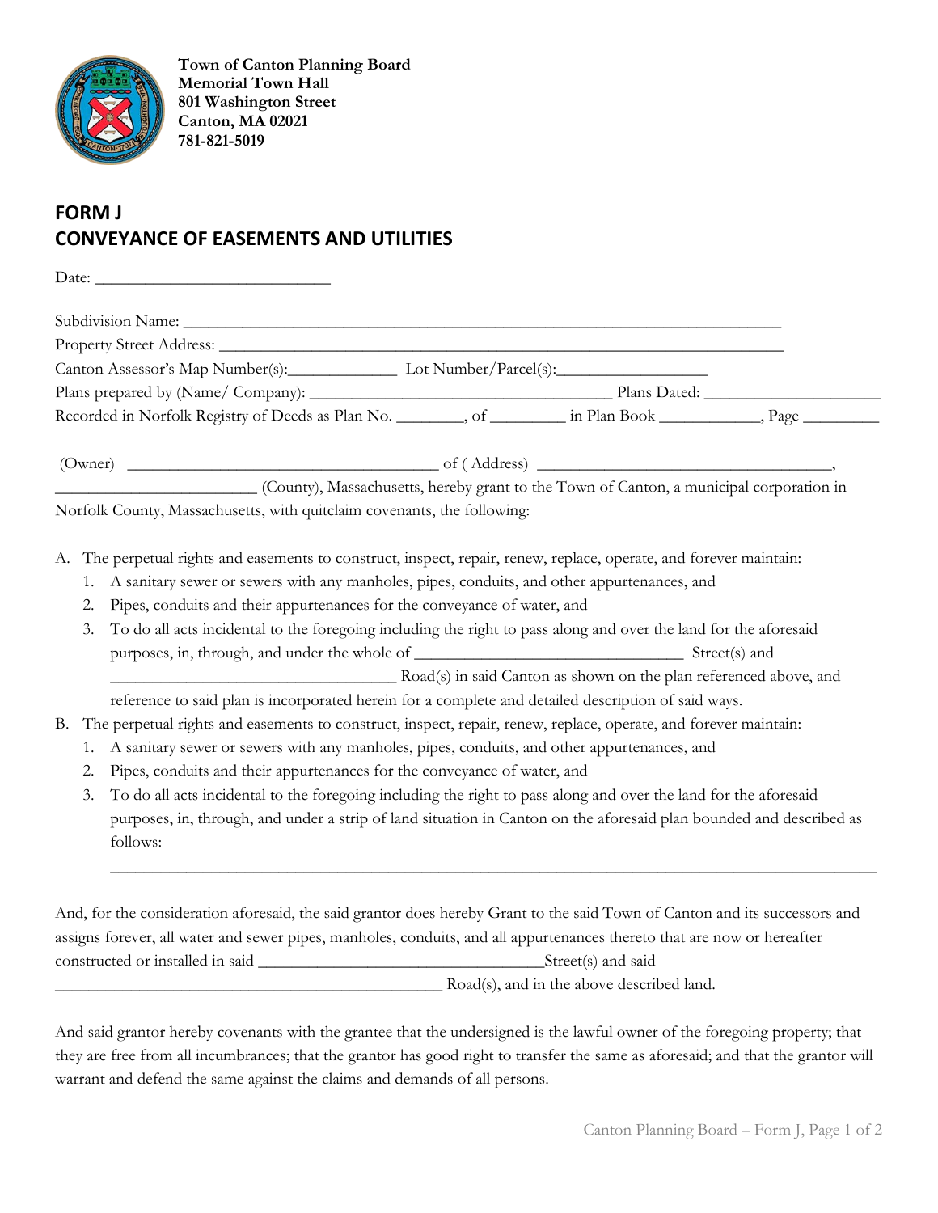**Town of Canton Planning Board**
**Memorial Town Hall**
**801 Washington Street**
**Canton, MA 02021**
**781-821-5019**

# FORM J
# CONVEYANCE OF EASEMENTS AND UTILITIES

Date: ___________________________

Subdivision Name: ______________________________________________________________________
Property Street Address: __________________________________________________________________
Canton Assessor's Map Number(s):_____________ Lot Number/Parcel(s):__________________
Plans prepared by (Name/ Company): ___________________________________ Plans Dated: _____________________
Recorded in Norfolk Registry of Deeds as Plan No. ________, of _________ in Plan Book ____________, Page _________

(Owner) _____________________________________ of ( Address) ___________________________________, _______________________ (County), Massachusetts, hereby grant to the Town of Canton, a municipal corporation in Norfolk County, Massachusetts, with quitclaim covenants, the following:

A. The perpetual rights and easements to construct, inspect, repair, renew, replace, operate, and forever maintain:
   1. A sanitary sewer or sewers with any manholes, pipes, conduits, and other appurtenances, and
   2. Pipes, conduits and their appurtenances for the conveyance of water, and
   3. To do all acts incidental to the foregoing including the right to pass along and over the land for the aforesaid purposes, in, through, and under the whole of ________________________________ Street(s) and __________________________________ Road(s) in said Canton as shown on the plan referenced above, and reference to said plan is incorporated herein for a complete and detailed description of said ways.
B. The perpetual rights and easements to construct, inspect, repair, renew, replace, operate, and forever maintain:
   1. A sanitary sewer or sewers with any manholes, pipes, conduits, and other appurtenances, and
   2. Pipes, conduits and their appurtenances for the conveyance of water, and
   3. To do all acts incidental to the foregoing including the right to pass along and over the land for the aforesaid purposes, in, through, and under a strip of land situation in Canton on the aforesaid plan bounded and described as follows:

      ___________________________________________________________________________________________

And, for the consideration aforesaid, the said grantor does hereby Grant to the said Town of Canton and its successors and assigns forever, all water and sewer pipes, manholes, conduits, and all appurtenances thereto that are now or hereafter constructed or installed in said __________________________________Street(s) and said _______________________________________________ Road(s), and in the above described land.

And said grantor hereby covenants with the grantee that the undersigned is the lawful owner of the foregoing property; that they are free from all incumbrances; that the grantor has good right to transfer the same as aforesaid; and that the grantor will warrant and defend the same against the claims and demands of all persons.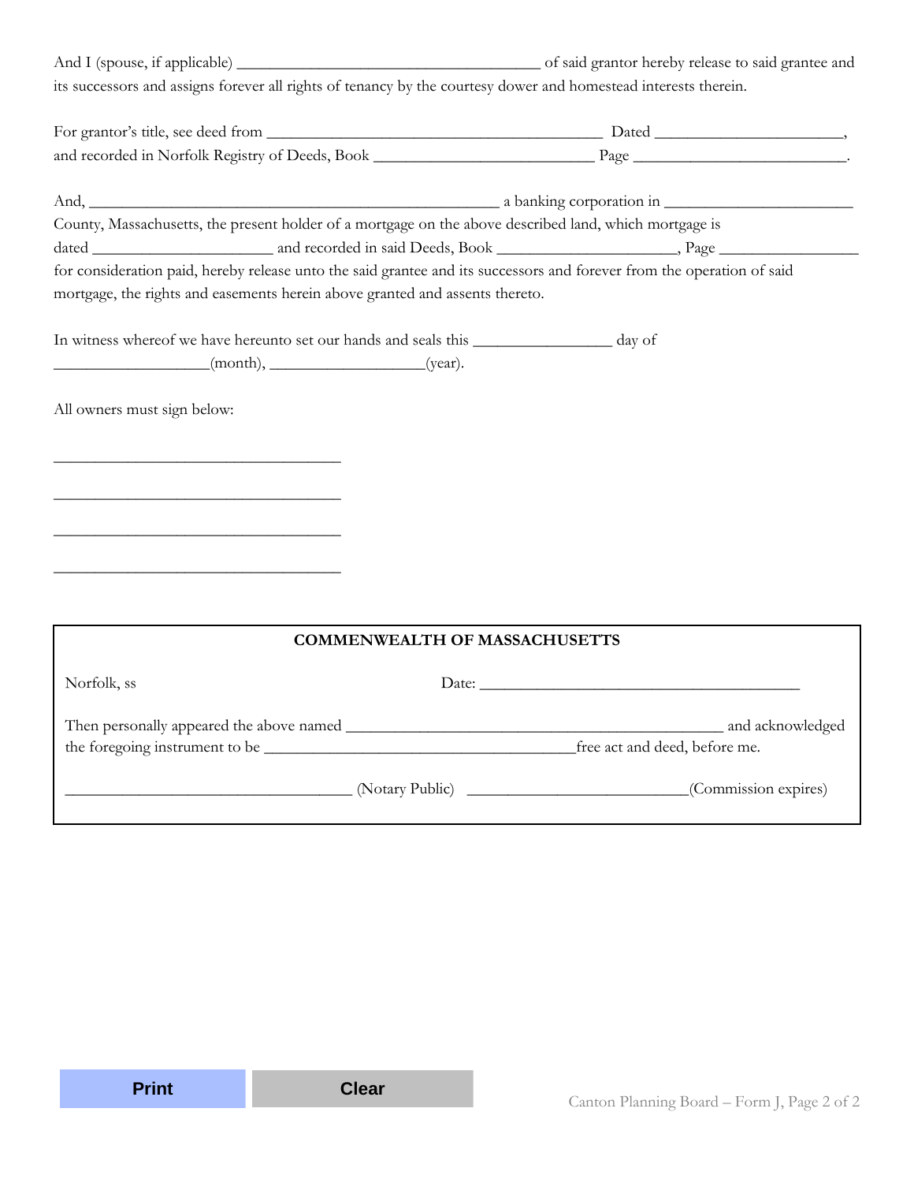And I (spouse, if applicable) ______________________________________ of said grantor hereby release to said grantee and its successors and assigns forever all rights of tenancy by the courtesy dower and homestead interests therein.

For grantor's title, see deed from __________________________________________ Dated _______________________, and recorded in Norfolk Registry of Deeds, Book ____________________________ Page ___________________________.

And, ___________________________________________________ a banking corporation in _______________________ County, Massachusetts, the present holder of a mortgage on the above described land, which mortgage is dated ______________________ and recorded in said Deeds, Book ______________________, Page _________________ for consideration paid, hereby release unto the said grantee and its successors and forever from the operation of said mortgage, the rights and easements herein above granted and assents thereto.

In witness whereof we have hereunto set our hands and seals this _________________ day of ___________________(month), ___________________(year).

All owners must sign below:

____________________________________

____________________________________

____________________________________

____________________________________

**COMMENWEALTH OF MASSACHUSETTS**

Norfolk, ss    Date: ________________________________________

Then personally appeared the above named ________________________________________________ and acknowledged the foregoing instrument to be ________________________________________free act and deed, before me.

____________________________________ (Notary Public) ____________________________(Commission expires)

Print    Clear